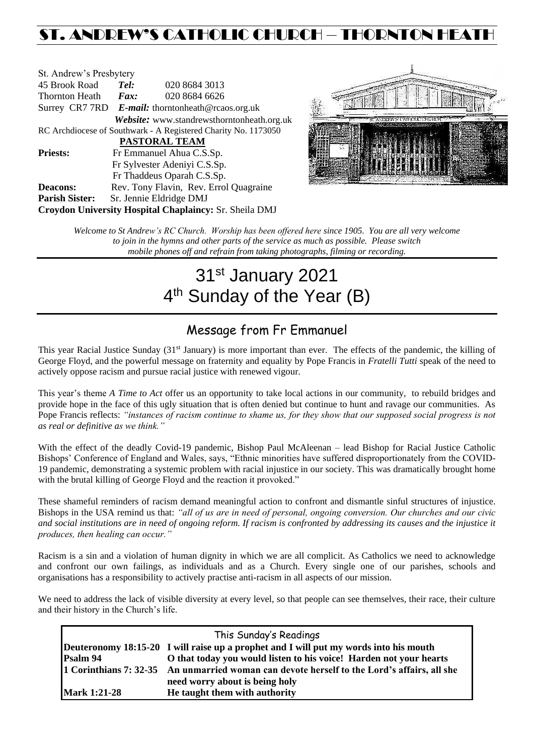# ST. ANDREW'S CATHOLIC CHURCH – THORNTON HEATH

St. Andrew's Presbytery
45 Brook Road *Tel:* 020 8684 3013
Thornton Heath *Fax:* 020 8684 6626
Surrey CR7 7RD *E-mail:* thorntonheath@rcaos.org.uk
*Website:* www.standrewsthorntonheath.org.uk
RC Archdiocese of Southwark - A Registered Charity No. 1173050

**PASTORAL TEAM**

**Priests:** Fr Emmanuel Ahua C.S.Sp.
Fr Sylvester Adeniyi C.S.Sp.
Fr Thaddeus Oparah C.S.Sp.
**Deacons:** Rev. Tony Flavin, Rev. Errol Quagraine
**Parish Sister:** Sr. Jennie Eldridge DMJ
**Croydon University Hospital Chaplaincy:** Sr. Sheila DMJ

*Welcome to St Andrew's RC Church. Worship has been offered here since 1905. You are all very welcome to join in the hymns and other parts of the service as much as possible. Please switch mobile phones off and refrain from taking photographs, filming or recording.*

# 31st January 2021
# 4th Sunday of the Year (B)

## Message from Fr Emmanuel

This year Racial Justice Sunday (31st January) is more important than ever. The effects of the pandemic, the killing of George Floyd, and the powerful message on fraternity and equality by Pope Francis in *Fratelli Tutti* speak of the need to actively oppose racism and pursue racial justice with renewed vigour.

This year's theme *A Time to Act* offer us an opportunity to take local actions in our community, to rebuild bridges and provide hope in the face of this ugly situation that is often denied but continue to hunt and ravage our communities. As Pope Francis reflects: *"instances of racism continue to shame us, for they show that our supposed social progress is not as real or definitive as we think."*

With the effect of the deadly Covid-19 pandemic, Bishop Paul McAleenan – lead Bishop for Racial Justice Catholic Bishops' Conference of England and Wales, says, "Ethnic minorities have suffered disproportionately from the COVID-19 pandemic, demonstrating a systemic problem with racial injustice in our society. This was dramatically brought home with the brutal killing of George Floyd and the reaction it provoked."

These shameful reminders of racism demand meaningful action to confront and dismantle sinful structures of injustice. Bishops in the USA remind us that: *"all of us are in need of personal, ongoing conversion. Our churches and our civic and social institutions are in need of ongoing reform. If racism is confronted by addressing its causes and the injustice it produces, then healing can occur."*

Racism is a sin and a violation of human dignity in which we are all complicit. As Catholics we need to acknowledge and confront our own failings, as individuals and as a Church. Every single one of our parishes, schools and organisations has a responsibility to actively practise anti-racism in all aspects of our mission.

We need to address the lack of visible diversity at every level, so that people can see themselves, their race, their culture and their history in the Church's life.

| This Sunday's Readings | |
|---|---|
| **Deuteronomy 18:15-20** | **I will raise up a prophet and I will put my words into his mouth** |
| **Psalm 94** | **O that today you would listen to his voice! Harden not your hearts** |
| **1 Corinthians 7: 32-35** | **An unmarried woman can devote herself to the Lord's affairs, all she need worry about is being holy** |
| **Mark 1:21-28** | **He taught them with authority** |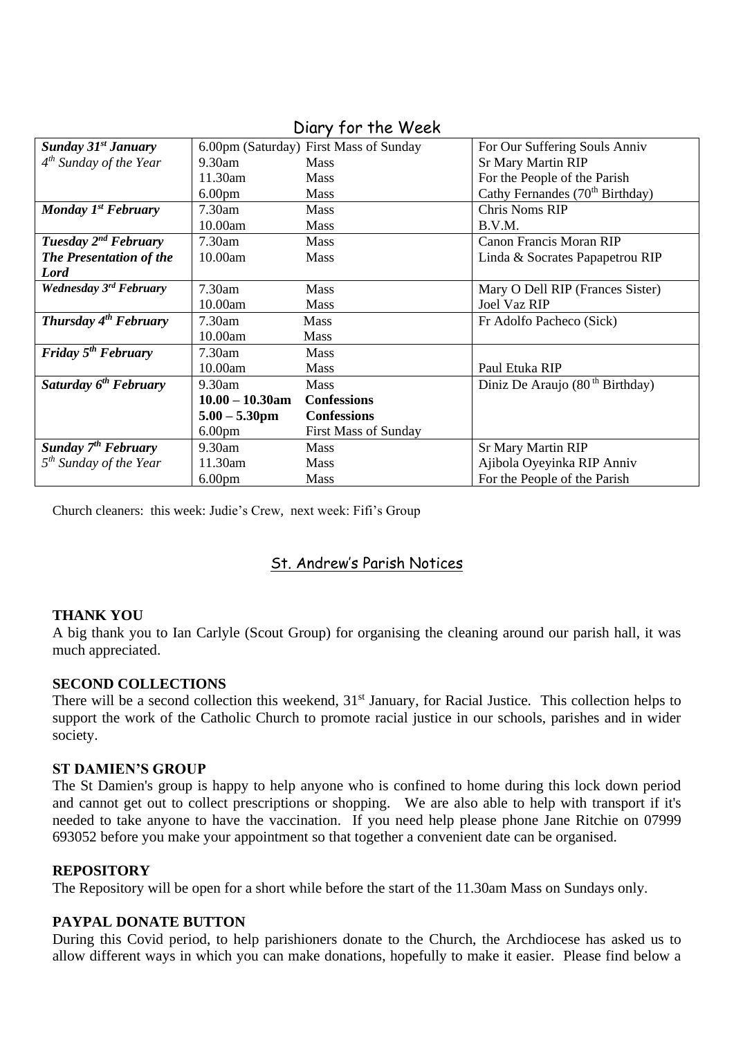## Diary for the Week

| | | | |
|---|---|---|---|
| ***Sunday 31st January*** | 6.00pm (Saturday) | First Mass of Sunday | For Our Suffering Souls Anniv |
| *4th Sunday of the Year* | 9.30am | Mass | Sr Mary Martin RIP |
| | 11.30am | Mass | For the People of the Parish |
| | 6.00pm | Mass | Cathy Fernandes (70th Birthday) |
| ***Monday 1st February*** | 7.30am | Mass | Chris Noms RIP |
| | 10.00am | Mass | B.V.M. |
| ***Tuesday 2nd February*** | 7.30am | Mass | Canon Francis Moran RIP |
| ***The Presentation of the Lord*** | 10.00am | Mass | Linda & Socrates Papapetrou RIP |
| ***Wednesday 3rd February*** | 7.30am | Mass | Mary O Dell RIP (Frances Sister) |
| | 10.00am | Mass | Joel Vaz RIP |
| ***Thursday 4th February*** | 7.30am | Mass | Fr Adolfo Pacheco (Sick) |
| | 10.00am | Mass | |
| ***Friday 5th February*** | 7.30am | Mass | |
| | 10.00am | Mass | Paul Etuka RIP |
| ***Saturday 6th February*** | 9.30am | Mass | Diniz De Araujo (80th Birthday) |
| | **10.00 – 10.30am** | **Confessions** | |
| | **5.00 – 5.30pm** | **Confessions** | |
| | 6.00pm | First Mass of Sunday | |
| ***Sunday 7th February*** | 9.30am | Mass | Sr Mary Martin RIP |
| *5th Sunday of the Year* | 11.30am | Mass | Ajibola Oyeyinka RIP Anniv |
| | 6.00pm | Mass | For the People of the Parish |

Church cleaners: this week: Judie's Crew, next week: Fifi's Group

## St. Andrew's Parish Notices

**THANK YOU**

A big thank you to Ian Carlyle (Scout Group) for organising the cleaning around our parish hall, it was much appreciated.

**SECOND COLLECTIONS**

There will be a second collection this weekend, 31st January, for Racial Justice. This collection helps to support the work of the Catholic Church to promote racial justice in our schools, parishes and in wider society.

**ST DAMIEN'S GROUP**

The St Damien's group is happy to help anyone who is confined to home during this lock down period and cannot get out to collect prescriptions or shopping. We are also able to help with transport if it's needed to take anyone to have the vaccination. If you need help please phone Jane Ritchie on 07999 693052 before you make your appointment so that together a convenient date can be organised.

**REPOSITORY**

The Repository will be open for a short while before the start of the 11.30am Mass on Sundays only.

**PAYPAL DONATE BUTTON**

During this Covid period, to help parishioners donate to the Church, the Archdiocese has asked us to allow different ways in which you can make donations, hopefully to make it easier. Please find below a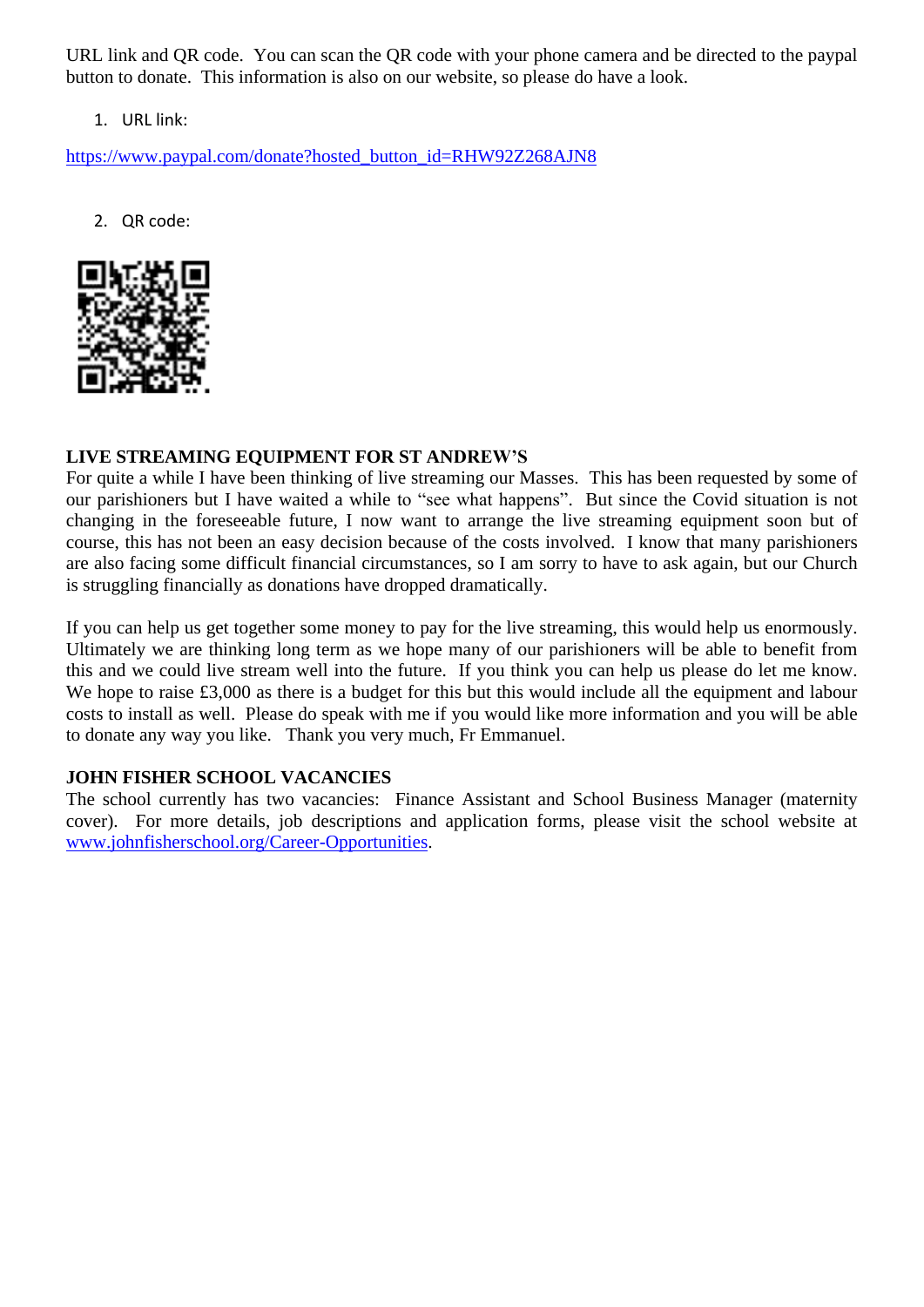URL link and QR code. You can scan the QR code with your phone camera and be directed to the paypal button to donate. This information is also on our website, so please do have a look.

1. URL link:

https://www.paypal.com/donate?hosted_button_id=RHW92Z268AJN8

2. QR code:

**LIVE STREAMING EQUIPMENT FOR ST ANDREW'S**

For quite a while I have been thinking of live streaming our Masses. This has been requested by some of our parishioners but I have waited a while to "see what happens". But since the Covid situation is not changing in the foreseeable future, I now want to arrange the live streaming equipment soon but of course, this has not been an easy decision because of the costs involved. I know that many parishioners are also facing some difficult financial circumstances, so I am sorry to have to ask again, but our Church is struggling financially as donations have dropped dramatically.

If you can help us get together some money to pay for the live streaming, this would help us enormously. Ultimately we are thinking long term as we hope many of our parishioners will be able to benefit from this and we could live stream well into the future. If you think you can help us please do let me know. We hope to raise £3,000 as there is a budget for this but this would include all the equipment and labour costs to install as well. Please do speak with me if you would like more information and you will be able to donate any way you like. Thank you very much, Fr Emmanuel.

**JOHN FISHER SCHOOL VACANCIES**

The school currently has two vacancies: Finance Assistant and School Business Manager (maternity cover). For more details, job descriptions and application forms, please visit the school website at www.johnfisherschool.org/Career-Opportunities.